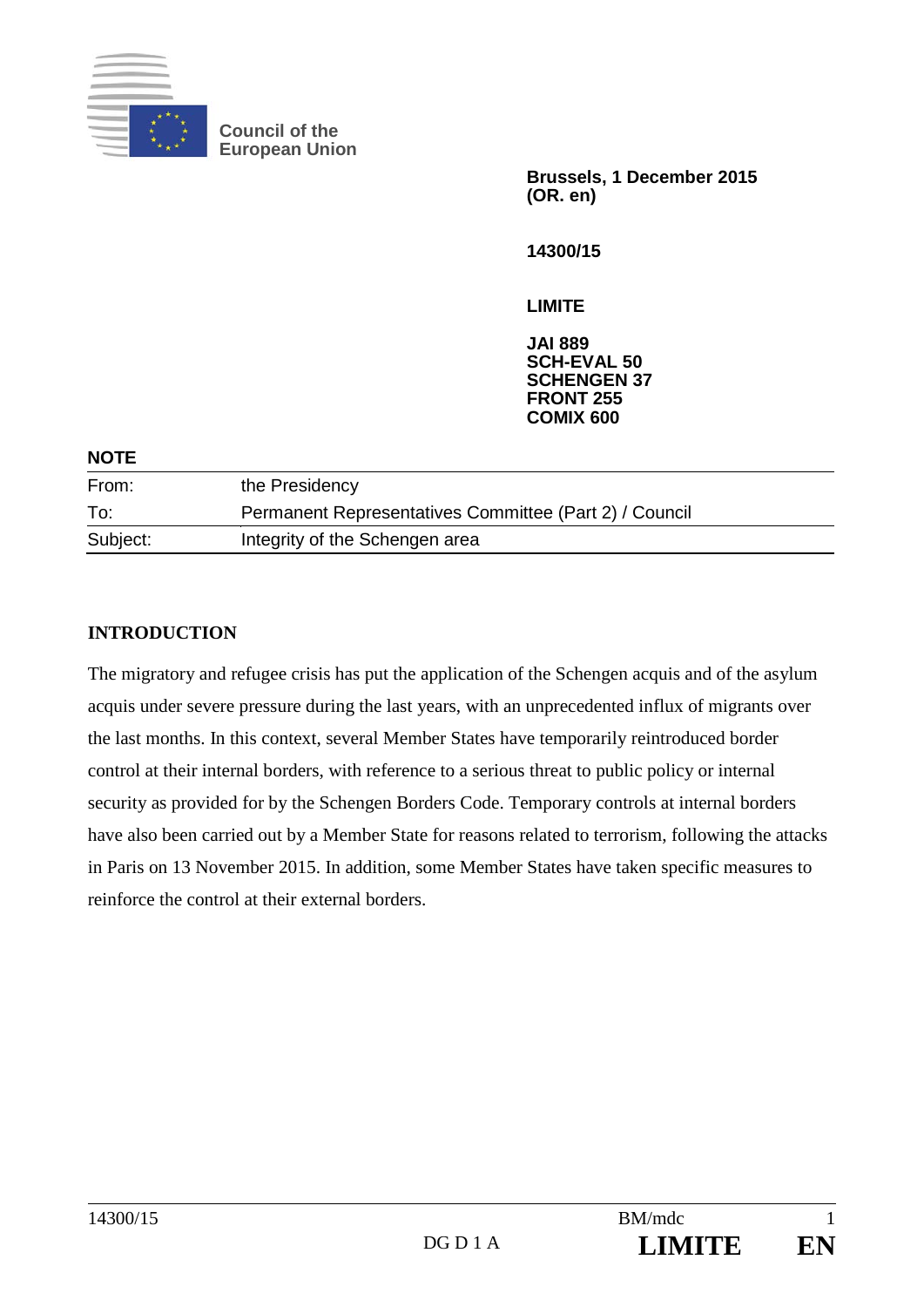Council of the European Union

**Brussels, 1 December 2015**
**(OR. en)**

**14300/15**

**LIMITE**

**JAI 889**
**SCH-EVAL 50**
**SCHENGEN 37**
**FRONT 255**
**COMIX 600**

**NOTE**

| | |
|---|---|
| From: | the Presidency |
| To: | Permanent Representatives Committee (Part 2) / Council |
| Subject: | Integrity of the Schengen area |

## INTRODUCTION

The migratory and refugee crisis has put the application of the Schengen acquis and of the asylum acquis under severe pressure during the last years, with an unprecedented influx of migrants over the last months. In this context, several Member States have temporarily reintroduced border control at their internal borders, with reference to a serious threat to public policy or internal security as provided for by the Schengen Borders Code. Temporary controls at internal borders have also been carried out by a Member State for reasons related to terrorism, following the attacks in Paris on 13 November 2015. In addition, some Member States have taken specific measures to reinforce the control at their external borders.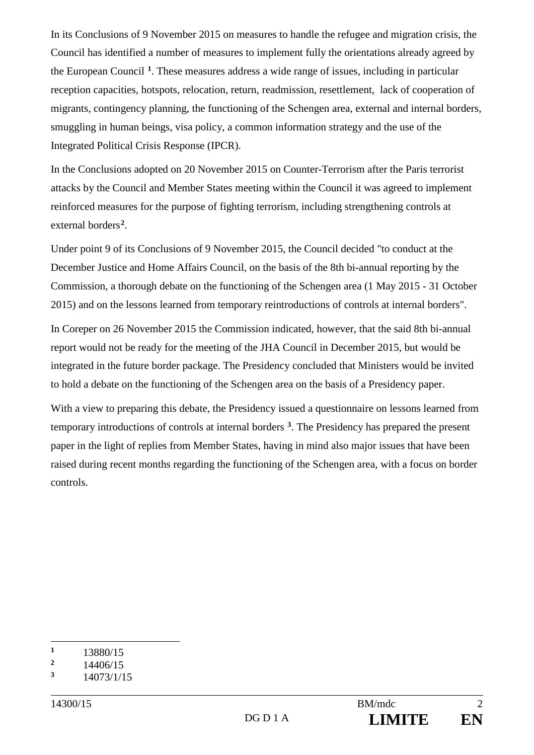In its Conclusions of 9 November 2015 on measures to handle the refugee and migration crisis, the Council has identified a number of measures to implement fully the orientations already agreed by the European Council [1]. These measures address a wide range of issues, including in particular reception capacities, hotspots, relocation, return, readmission, resettlement, lack of cooperation of migrants, contingency planning, the functioning of the Schengen area, external and internal borders, smuggling in human beings, visa policy, a common information strategy and the use of the Integrated Political Crisis Response (IPCR).

In the Conclusions adopted on 20 November 2015 on Counter-Terrorism after the Paris terrorist attacks by the Council and Member States meeting within the Council it was agreed to implement reinforced measures for the purpose of fighting terrorism, including strengthening controls at external borders[2].

Under point 9 of its Conclusions of 9 November 2015, the Council decided "to conduct at the December Justice and Home Affairs Council, on the basis of the 8th bi-annual reporting by the Commission, a thorough debate on the functioning of the Schengen area (1 May 2015 - 31 October 2015) and on the lessons learned from temporary reintroductions of controls at internal borders".

In Coreper on 26 November 2015 the Commission indicated, however, that the said 8th bi-annual report would not be ready for the meeting of the JHA Council in December 2015, but would be integrated in the future border package. The Presidency concluded that Ministers would be invited to hold a debate on the functioning of the Schengen area on the basis of a Presidency paper.

With a view to preparing this debate, the Presidency issued a questionnaire on lessons learned from temporary introductions of controls at internal borders [3]. The Presidency has prepared the present paper in the light of replies from Member States, having in mind also major issues that have been raised during recent months regarding the functioning of the Schengen area, with a focus on border controls.

---

[1] 13880/15
[2] 14406/15
[3] 14073/1/15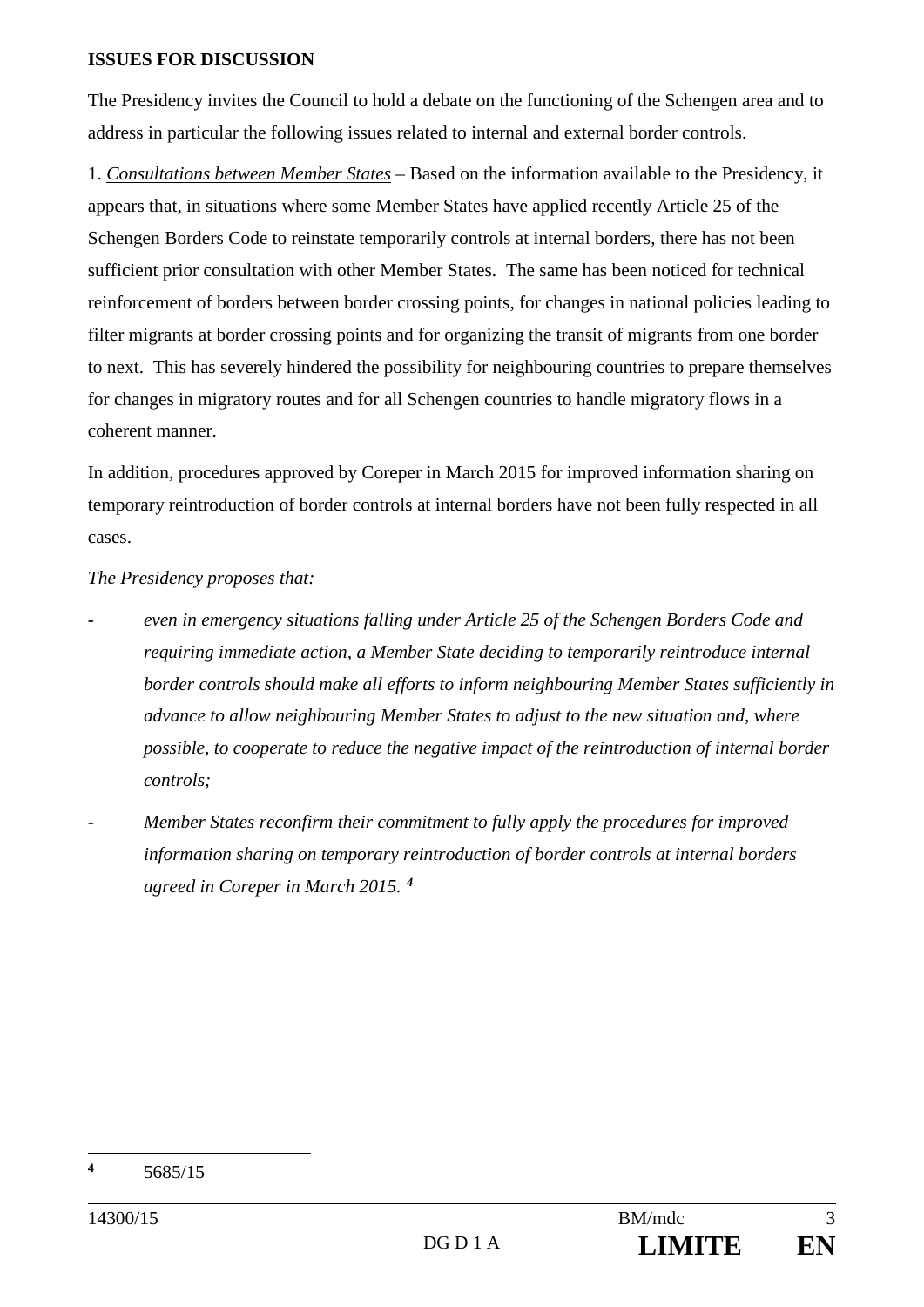**ISSUES FOR DISCUSSION**

The Presidency invites the Council to hold a debate on the functioning of the Schengen area and to address in particular the following issues related to internal and external border controls.

1. *Consultations between Member States* – Based on the information available to the Presidency, it appears that, in situations where some Member States have applied recently Article 25 of the Schengen Borders Code to reinstate temporarily controls at internal borders, there has not been sufficient prior consultation with other Member States. The same has been noticed for technical reinforcement of borders between border crossing points, for changes in national policies leading to filter migrants at border crossing points and for organizing the transit of migrants from one border to next. This has severely hindered the possibility for neighbouring countries to prepare themselves for changes in migratory routes and for all Schengen countries to handle migratory flows in a coherent manner.

In addition, procedures approved by Coreper in March 2015 for improved information sharing on temporary reintroduction of border controls at internal borders have not been fully respected in all cases.

*The Presidency proposes that:*

- *even in emergency situations falling under Article 25 of the Schengen Borders Code and requiring immediate action, a Member State deciding to temporarily reintroduce internal border controls should make all efforts to inform neighbouring Member States sufficiently in advance to allow neighbouring Member States to adjust to the new situation and, where possible, to cooperate to reduce the negative impact of the reintroduction of internal border controls;*
- *Member States reconfirm their commitment to fully apply the procedures for improved information sharing on temporary reintroduction of border controls at internal borders agreed in Coreper in March 2015.* [4]

---

[4] 5685/15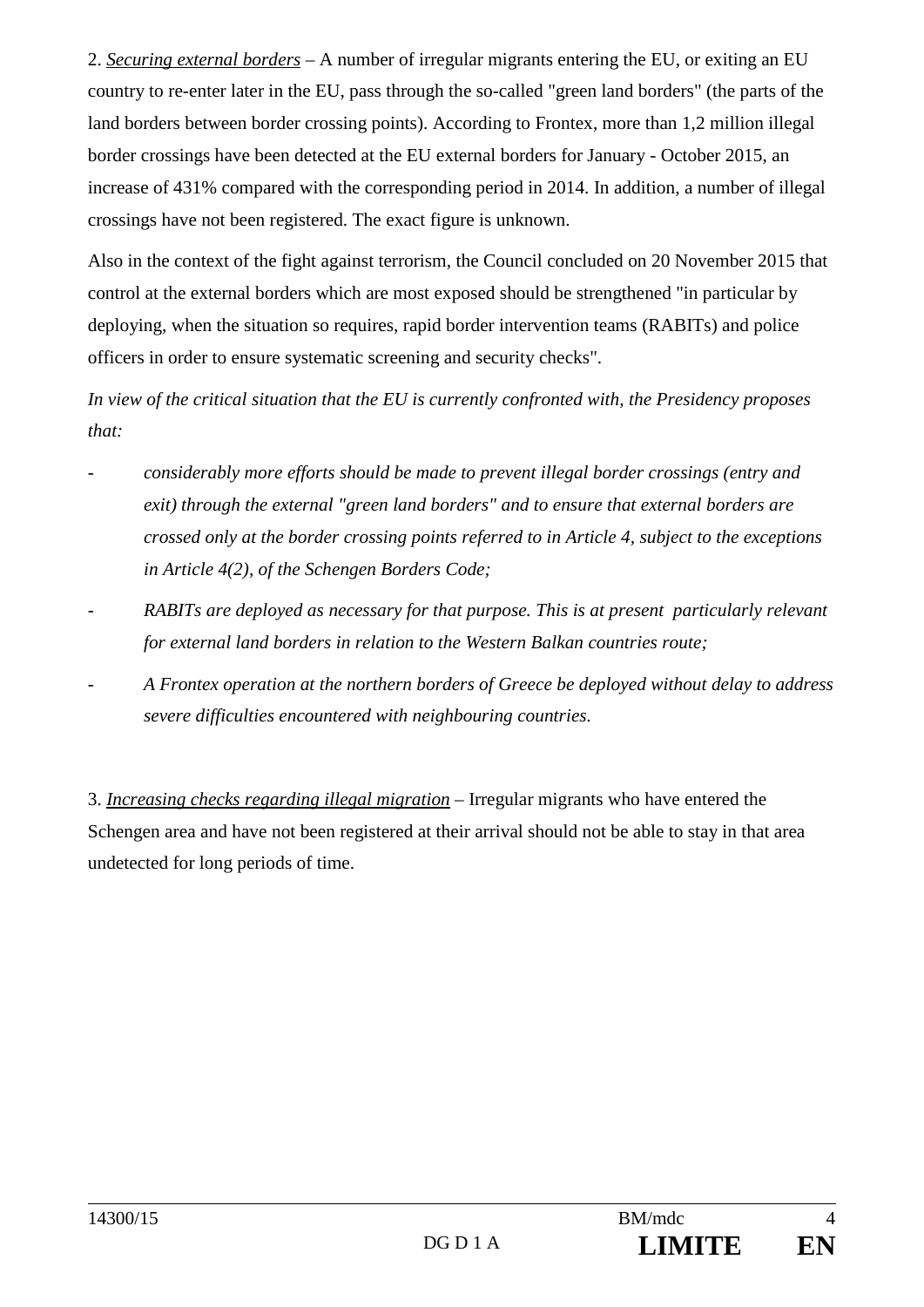2. *<u>Securing external borders</u>* – A number of irregular migrants entering the EU, or exiting an EU country to re-enter later in the EU, pass through the so-called "green land borders" (the parts of the land borders between border crossing points). According to Frontex, more than 1,2 million illegal border crossings have been detected at the EU external borders for January - October 2015, an increase of 431% compared with the corresponding period in 2014. In addition, a number of illegal crossings have not been registered. The exact figure is unknown.

Also in the context of the fight against terrorism, the Council concluded on 20 November 2015 that control at the external borders which are most exposed should be strengthened "in particular by deploying, when the situation so requires, rapid border intervention teams (RABITs) and police officers in order to ensure systematic screening and security checks".

*In view of the critical situation that the EU is currently confronted with, the Presidency proposes that:*

- *considerably more efforts should be made to prevent illegal border crossings (entry and exit) through the external "green land borders" and to ensure that external borders are crossed only at the border crossing points referred to in Article 4, subject to the exceptions in Article 4(2), of the Schengen Borders Code;*
- *RABITs are deployed as necessary for that purpose. This is at present particularly relevant for external land borders in relation to the Western Balkan countries route;*
- *A Frontex operation at the northern borders of Greece be deployed without delay to address severe difficulties encountered with neighbouring countries.*

3. *<u>Increasing checks regarding illegal migration</u>* – Irregular migrants who have entered the Schengen area and have not been registered at their arrival should not be able to stay in that area undetected for long periods of time.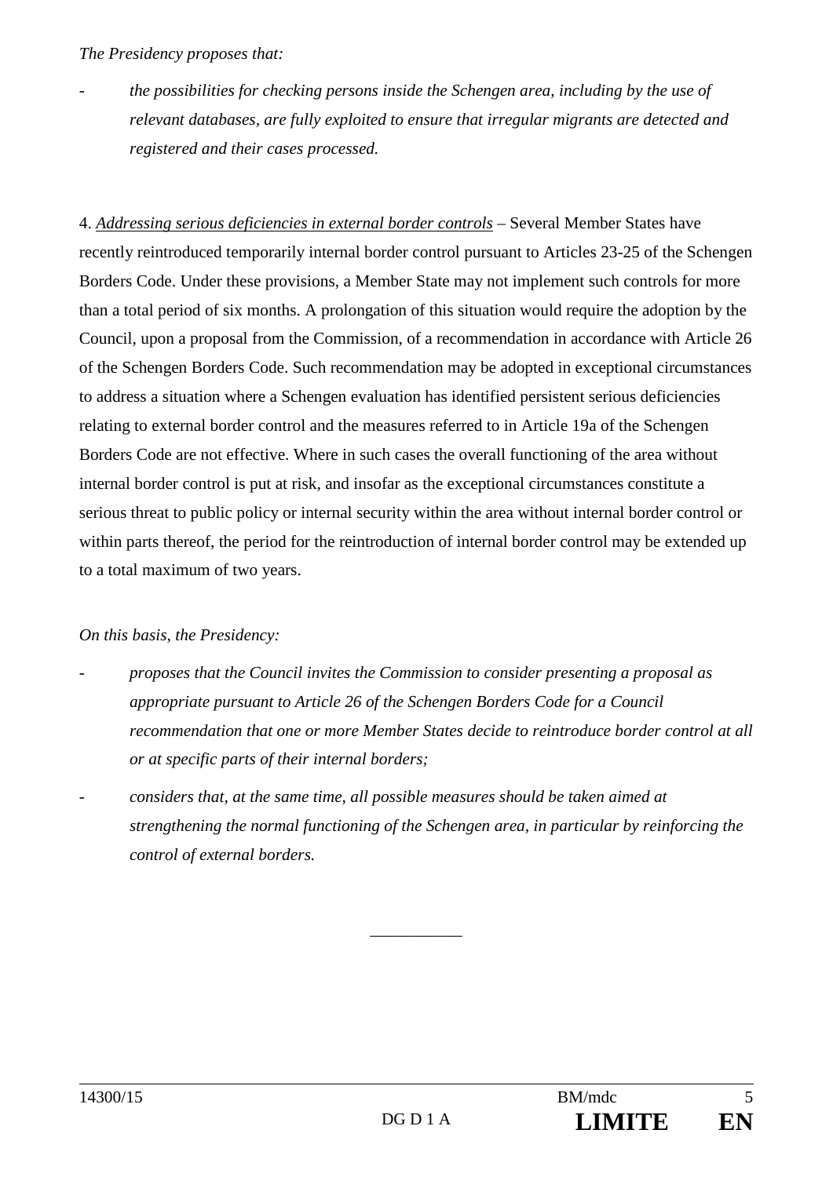*The Presidency proposes that:*

- *the possibilities for checking persons inside the Schengen area, including by the use of relevant databases, are fully exploited to ensure that irregular migrants are detected and registered and their cases processed.*

4. Addressing serious deficiencies in external border controls – Several Member States have recently reintroduced temporarily internal border control pursuant to Articles 23-25 of the Schengen Borders Code. Under these provisions, a Member State may not implement such controls for more than a total period of six months. A prolongation of this situation would require the adoption by the Council, upon a proposal from the Commission, of a recommendation in accordance with Article 26 of the Schengen Borders Code. Such recommendation may be adopted in exceptional circumstances to address a situation where a Schengen evaluation has identified persistent serious deficiencies relating to external border control and the measures referred to in Article 19a of the Schengen Borders Code are not effective. Where in such cases the overall functioning of the area without internal border control is put at risk, and insofar as the exceptional circumstances constitute a serious threat to public policy or internal security within the area without internal border control or within parts thereof, the period for the reintroduction of internal border control may be extended up to a total maximum of two years.

*On this basis, the Presidency:*

- *proposes that the Council invites the Commission to consider presenting a proposal as appropriate pursuant to Article 26 of the Schengen Borders Code for a Council recommendation that one or more Member States decide to reintroduce border control at all or at specific parts of their internal borders;*
- *considers that, at the same time, all possible measures should be taken aimed at strengthening the normal functioning of the Schengen area, in particular by reinforcing the control of external borders.*

___________